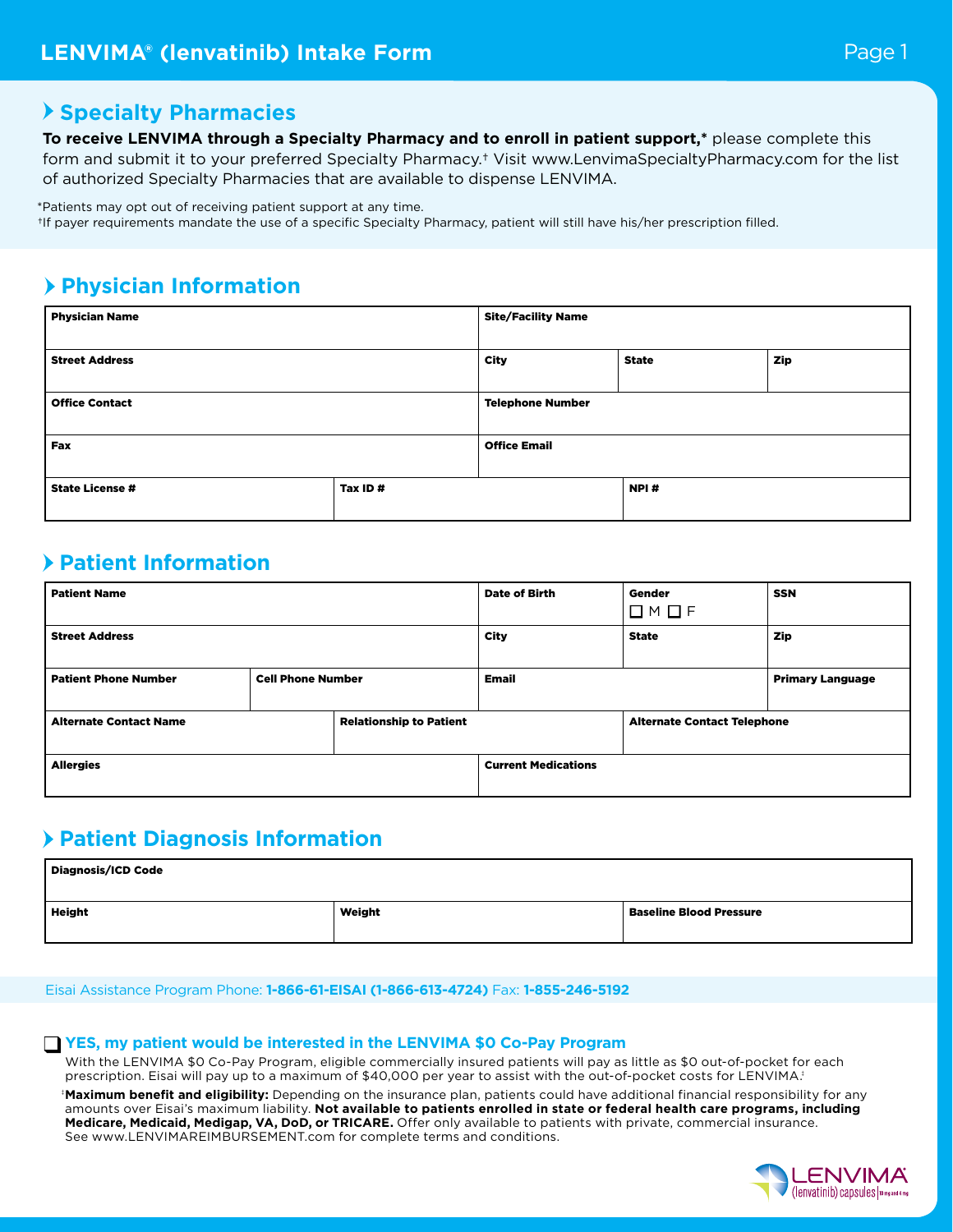# LENVIMA® (lenvatinib) Intake Form

## Specialty Pharmacies

**To receive LENVIMA through a Specialty Pharmacy and to enroll in patient support,*** please complete this form and submit it to your preferred Specialty Pharmacy.† Visit www.LenvimaSpecialtyPharmacy.com for the list of authorized Specialty Pharmacies that are available to dispense LENVIMA.

*Patients may opt out of receiving patient support at any time.
†If payer requirements mandate the use of a specific Specialty Pharmacy, patient will still have his/her prescription filled.

## Physician Information

| **Physician Name** | | **Site/Facility Name** | | |
|---|---|---|---|---|
| **Street Address** | | **City** | **State** | **Zip** |
| **Office Contact** | | **Telephone Number** | | |
| **Fax** | | **Office Email** | | |
| **State License #** | **Tax ID #** | | **NPI #** | |

## Patient Information

| **Patient Name** | | | **Date of Birth** | **Gender** ☐ M ☐ F | **SSN** |
|---|---|---|---|---|---|
| **Street Address** | | | **City** | **State** | **Zip** |
| **Patient Phone Number** | **Cell Phone Number** | | **Email** | | **Primary Language** |
| **Alternate Contact Name** | | **Relationship to Patient** | | **Alternate Contact Telephone** | |
| **Allergies** | | | **Current Medications** | | |

## Patient Diagnosis Information

| **Diagnosis/ICD Code** | | |
|---|---|---|
| **Height** | **Weight** | **Baseline Blood Pressure** |

Eisai Assistance Program Phone: **1-866-61-EISAI (1-866-613-4724)** Fax: **1-855-246-5192**

☐ **YES, my patient would be interested in the LENVIMA $0 Co-Pay Program**

With the LENVIMA $0 Co-Pay Program, eligible commercially insured patients will pay as little as $0 out-of-pocket for each prescription. Eisai will pay up to a maximum of $40,000 per year to assist with the out-of-pocket costs for LENVIMA.‡

‡**Maximum benefit and eligibility:** Depending on the insurance plan, patients could have additional financial responsibility for any amounts over Eisai's maximum liability. **Not available to patients enrolled in state or federal health care programs, including Medicare, Medicaid, Medigap, VA, DoD, or TRICARE.** Offer only available to patients with private, commercial insurance. See www.LENVIMAREIMBURSEMENT.com for complete terms and conditions.

LENVIMA (lenvatinib) capsules | 10 mg and 4 mg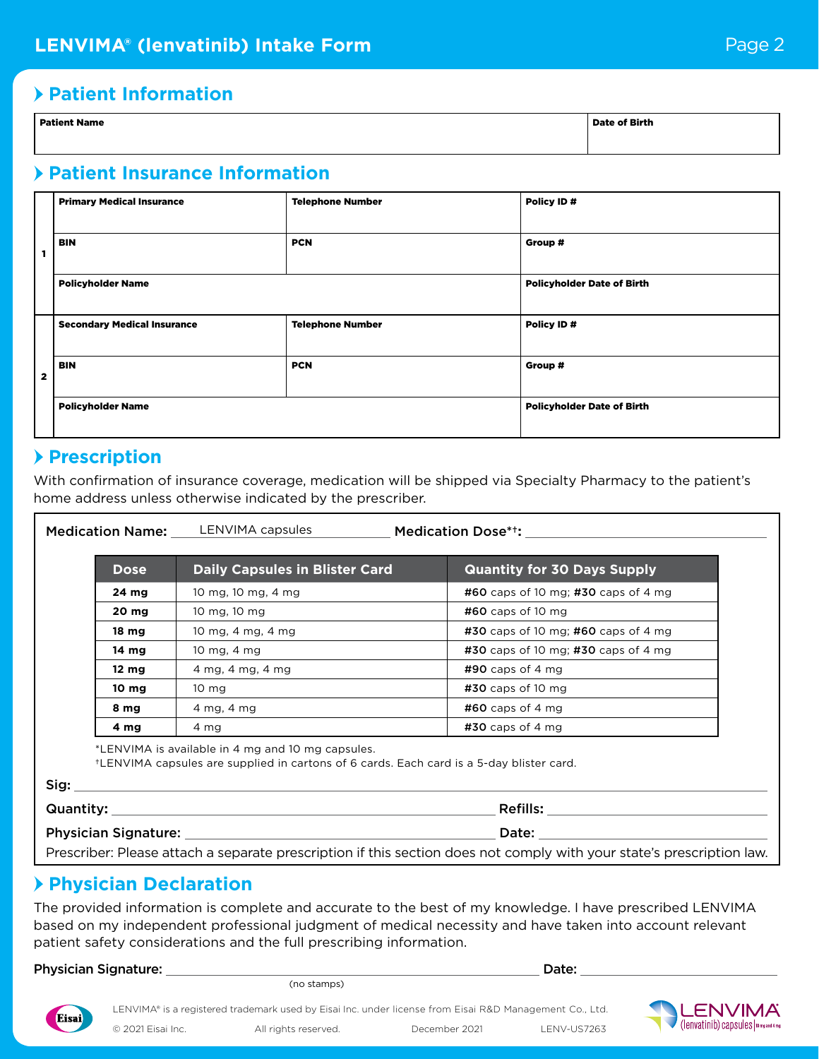# LENVIMA® (lenvatinib) Intake Form

## Patient Information

| Patient Name | Date of Birth |
|---|---|
| | |

## Patient Insurance Information

| | | | |
|---|---|---|---|
| 1 | Primary Medical Insurance | Telephone Number | Policy ID # |
| | BIN | PCN | Group # |
| | Policyholder Name | | Policyholder Date of Birth |
| 2 | Secondary Medical Insurance | Telephone Number | Policy ID # |
| | BIN | PCN | Group # |
| | Policyholder Name | | Policyholder Date of Birth |

## Prescription

With confirmation of insurance coverage, medication will be shipped via Specialty Pharmacy to the patient's home address unless otherwise indicated by the prescriber.

Medication Name: LENVIMA capsules Medication Dose*†: ____________________

| Dose | Daily Capsules in Blister Card | Quantity for 30 Days Supply |
|---|---|---|
| 24 mg | 10 mg, 10 mg, 4 mg | #60 caps of 10 mg; #30 caps of 4 mg |
| 20 mg | 10 mg, 10 mg | #60 caps of 10 mg |
| 18 mg | 10 mg, 4 mg, 4 mg | #30 caps of 10 mg; #60 caps of 4 mg |
| 14 mg | 10 mg, 4 mg | #30 caps of 10 mg; #30 caps of 4 mg |
| 12 mg | 4 mg, 4 mg, 4 mg | #90 caps of 4 mg |
| 10 mg | 10 mg | #30 caps of 10 mg |
| 8 mg | 4 mg, 4 mg | #60 caps of 4 mg |
| 4 mg | 4 mg | #30 caps of 4 mg |

*LENVIMA is available in 4 mg and 10 mg capsules.
†LENVIMA capsules are supplied in cartons of 6 cards. Each card is a 5-day blister card.

Sig: ____________________

Quantity: ____________________ Refills: ____________________

Physician Signature: ____________________ Date: ____________________

Prescriber: Please attach a separate prescription if this section does not comply with your state's prescription law.

## Physician Declaration

The provided information is complete and accurate to the best of my knowledge. I have prescribed LENVIMA based on my independent professional judgment of medical necessity and have taken into account relevant patient safety considerations and the full prescribing information.

Physician Signature: ____________________ Date: ____________________
(no stamps)

LENVIMA® is a registered trademark used by Eisai Inc. under license from Eisai R&D Management Co., Ltd.

© 2021 Eisai Inc. All rights reserved. December 2021 LENV-US7263